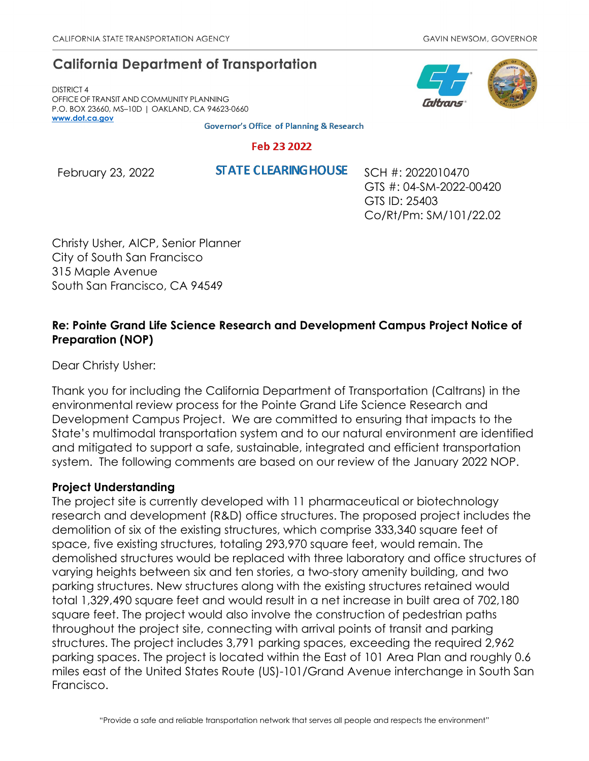CALIFORNIA STATE TRANSPORTATION AGENCY GAVIN NEWSOM, GOVERNOR

# California Department of Transportation

DISTRICT 4
OFFICE OF TRANSIT AND COMMUNITY PLANNING
P.O. BOX 23660, MS–10D | OAKLAND, CA 94623-0660
www.dot.ca.gov

Governor's Office of Planning & Research

Feb 23 2022

STATE CLEARINGHOUSE

February 23, 2022

SCH #: 2022010470
GTS #: 04-SM-2022-00420
GTS ID: 25403
Co/Rt/Pm: SM/101/22.02

Christy Usher, AICP, Senior Planner
City of South San Francisco
315 Maple Avenue
South San Francisco, CA 94549

**Re: Pointe Grand Life Science Research and Development Campus Project Notice of Preparation (NOP)**

Dear Christy Usher:

Thank you for including the California Department of Transportation (Caltrans) in the environmental review process for the Pointe Grand Life Science Research and Development Campus Project. We are committed to ensuring that impacts to the State's multimodal transportation system and to our natural environment are identified and mitigated to support a safe, sustainable, integrated and efficient transportation system. The following comments are based on our review of the January 2022 NOP.

**Project Understanding**

The project site is currently developed with 11 pharmaceutical or biotechnology research and development (R&D) office structures. The proposed project includes the demolition of six of the existing structures, which comprise 333,340 square feet of space, five existing structures, totaling 293,970 square feet, would remain. The demolished structures would be replaced with three laboratory and office structures of varying heights between six and ten stories, a two-story amenity building, and two parking structures. New structures along with the existing structures retained would total 1,329,490 square feet and would result in a net increase in built area of 702,180 square feet. The project would also involve the construction of pedestrian paths throughout the project site, connecting with arrival points of transit and parking structures. The project includes 3,791 parking spaces, exceeding the required 2,962 parking spaces. The project is located within the East of 101 Area Plan and roughly 0.6 miles east of the United States Route (US)-101/Grand Avenue interchange in South San Francisco.

"Provide a safe and reliable transportation network that serves all people and respects the environment"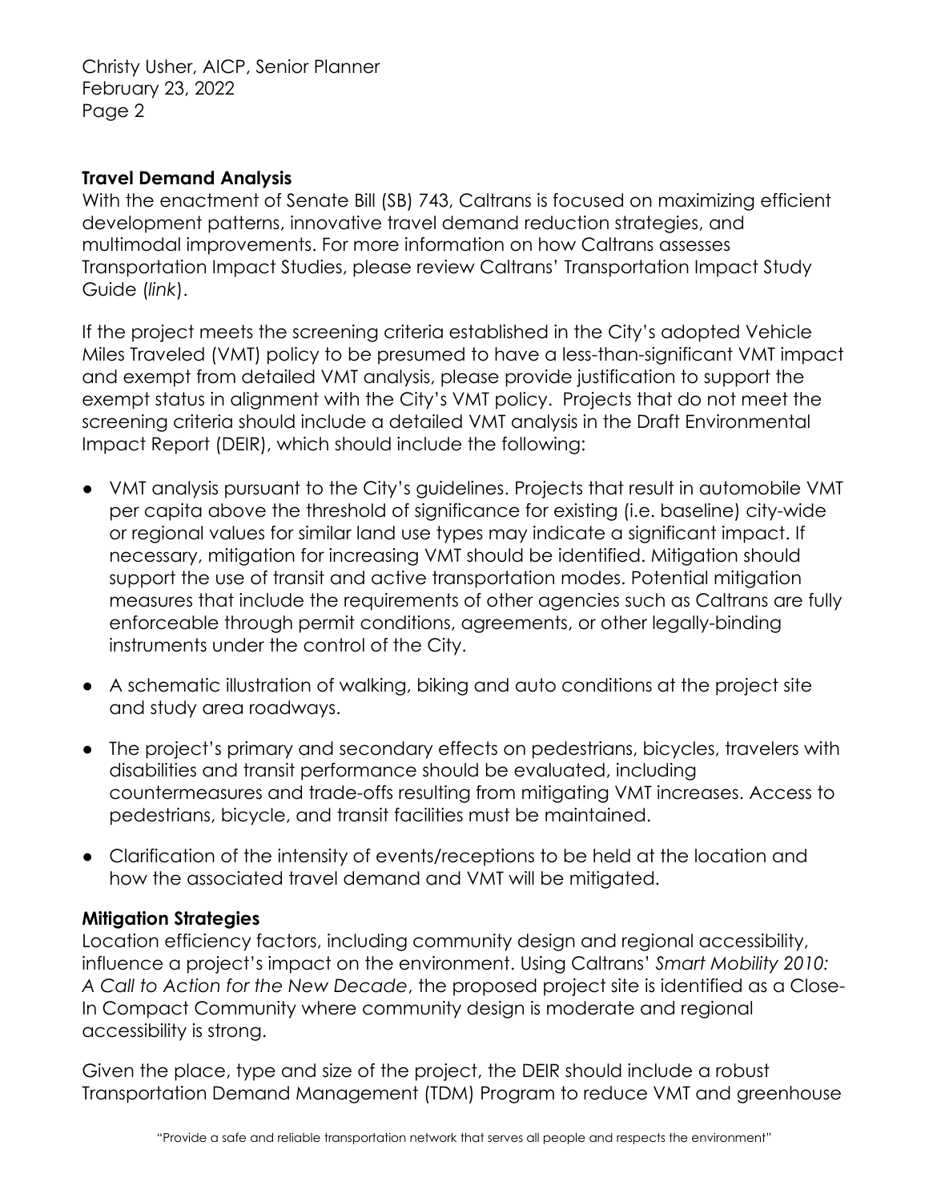**Travel Demand Analysis**

With the enactment of Senate Bill (SB) 743, Caltrans is focused on maximizing efficient development patterns, innovative travel demand reduction strategies, and multimodal improvements. For more information on how Caltrans assesses Transportation Impact Studies, please review Caltrans' Transportation Impact Study Guide (*link*).

If the project meets the screening criteria established in the City's adopted Vehicle Miles Traveled (VMT) policy to be presumed to have a less-than-significant VMT impact and exempt from detailed VMT analysis, please provide justification to support the exempt status in alignment with the City's VMT policy. Projects that do not meet the screening criteria should include a detailed VMT analysis in the Draft Environmental Impact Report (DEIR), which should include the following:

- VMT analysis pursuant to the City's guidelines. Projects that result in automobile VMT per capita above the threshold of significance for existing (i.e. baseline) city-wide or regional values for similar land use types may indicate a significant impact. If necessary, mitigation for increasing VMT should be identified. Mitigation should support the use of transit and active transportation modes. Potential mitigation measures that include the requirements of other agencies such as Caltrans are fully enforceable through permit conditions, agreements, or other legally-binding instruments under the control of the City.
- A schematic illustration of walking, biking and auto conditions at the project site and study area roadways.
- The project's primary and secondary effects on pedestrians, bicycles, travelers with disabilities and transit performance should be evaluated, including countermeasures and trade-offs resulting from mitigating VMT increases. Access to pedestrians, bicycle, and transit facilities must be maintained.
- Clarification of the intensity of events/receptions to be held at the location and how the associated travel demand and VMT will be mitigated.

**Mitigation Strategies**

Location efficiency factors, including community design and regional accessibility, influence a project's impact on the environment. Using Caltrans' *Smart Mobility 2010: A Call to Action for the New Decade*, the proposed project site is identified as a Close-In Compact Community where community design is moderate and regional accessibility is strong.

Given the place, type and size of the project, the DEIR should include a robust Transportation Demand Management (TDM) Program to reduce VMT and greenhouse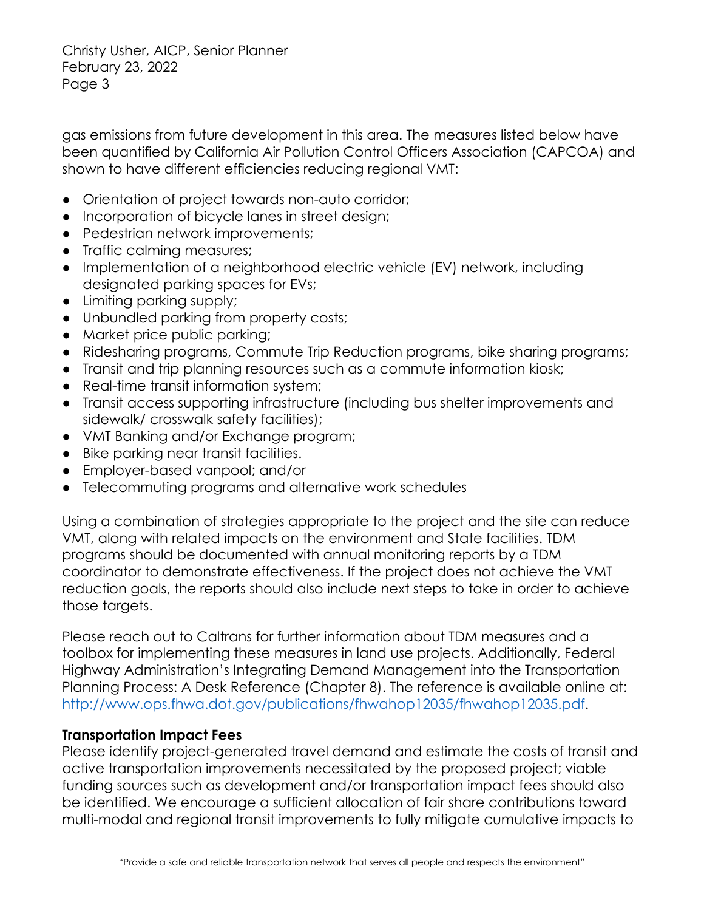gas emissions from future development in this area. The measures listed below have been quantified by California Air Pollution Control Officers Association (CAPCOA) and shown to have different efficiencies reducing regional VMT:

- Orientation of project towards non-auto corridor;
- Incorporation of bicycle lanes in street design;
- Pedestrian network improvements;
- Traffic calming measures;
- Implementation of a neighborhood electric vehicle (EV) network, including designated parking spaces for EVs;
- Limiting parking supply;
- Unbundled parking from property costs;
- Market price public parking;
- Ridesharing programs, Commute Trip Reduction programs, bike sharing programs;
- Transit and trip planning resources such as a commute information kiosk;
- Real-time transit information system;
- Transit access supporting infrastructure (including bus shelter improvements and sidewalk/ crosswalk safety facilities);
- VMT Banking and/or Exchange program;
- Bike parking near transit facilities.
- Employer-based vanpool; and/or
- Telecommuting programs and alternative work schedules

Using a combination of strategies appropriate to the project and the site can reduce VMT, along with related impacts on the environment and State facilities. TDM programs should be documented with annual monitoring reports by a TDM coordinator to demonstrate effectiveness. If the project does not achieve the VMT reduction goals, the reports should also include next steps to take in order to achieve those targets.

Please reach out to Caltrans for further information about TDM measures and a toolbox for implementing these measures in land use projects. Additionally, Federal Highway Administration's Integrating Demand Management into the Transportation Planning Process: A Desk Reference (Chapter 8). The reference is available online at: [http://www.ops.fhwa.dot.gov/publications/fhwahop12035/fhwahop12035.pdf](http://www.ops.fhwa.dot.gov/publications/fhwahop12035/fhwahop12035.pdf).

**Transportation Impact Fees**

Please identify project-generated travel demand and estimate the costs of transit and active transportation improvements necessitated by the proposed project; viable funding sources such as development and/or transportation impact fees should also be identified. We encourage a sufficient allocation of fair share contributions toward multi-modal and regional transit improvements to fully mitigate cumulative impacts to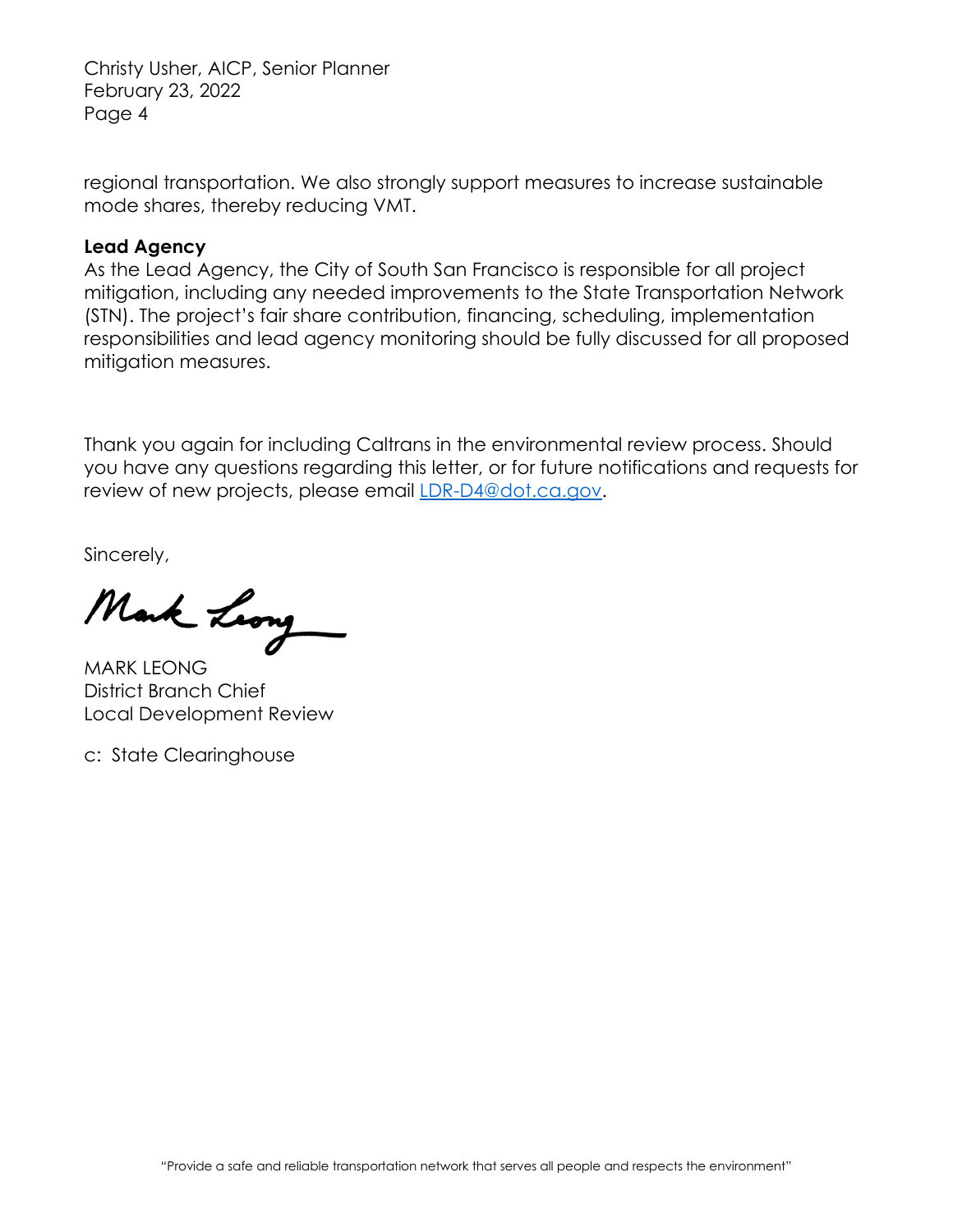regional transportation. We also strongly support measures to increase sustainable mode shares, thereby reducing VMT.

**Lead Agency**

As the Lead Agency, the City of South San Francisco is responsible for all project mitigation, including any needed improvements to the State Transportation Network (STN). The project's fair share contribution, financing, scheduling, implementation responsibilities and lead agency monitoring should be fully discussed for all proposed mitigation measures.

Thank you again for including Caltrans in the environmental review process. Should you have any questions regarding this letter, or for future notifications and requests for review of new projects, please email LDR-D4@dot.ca.gov.

Sincerely,

MARK LEONG
District Branch Chief
Local Development Review

c: State Clearinghouse